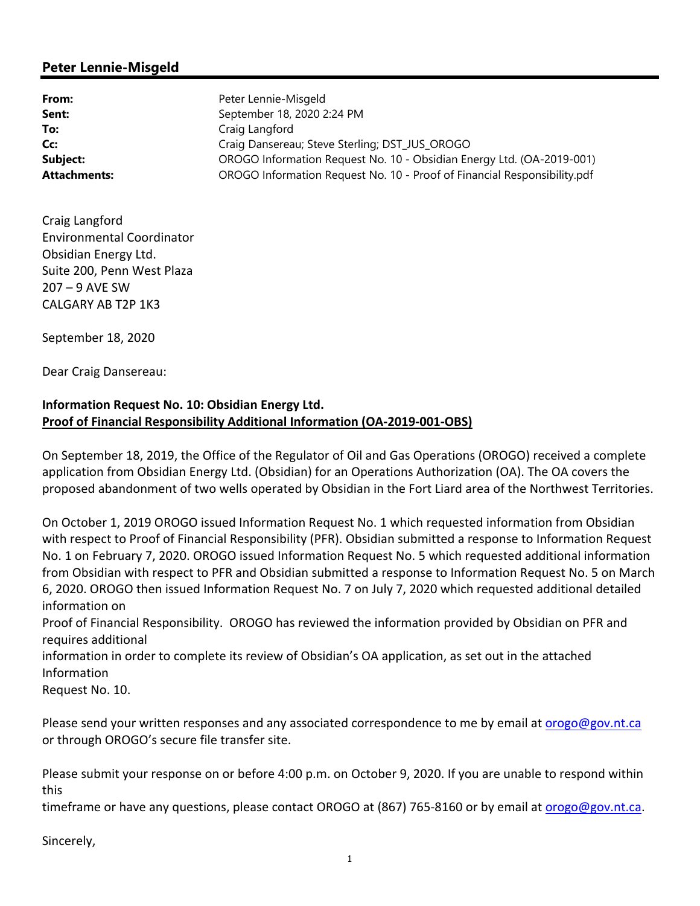## Peter Lennie-Misgeld

| | |
|---|---|
| **From:** | Peter Lennie-Misgeld |
| **Sent:** | September 18, 2020 2:24 PM |
| **To:** | Craig Langford |
| **Cc:** | Craig Dansereau; Steve Sterling; DST_JUS_OROGO |
| **Subject:** | OROGO Information Request No. 10 - Obsidian Energy Ltd. (OA-2019-001) |
| **Attachments:** | OROGO Information Request No. 10 - Proof of Financial Responsibility.pdf |

Craig Langford
Environmental Coordinator
Obsidian Energy Ltd.
Suite 200, Penn West Plaza
207 – 9 AVE SW
CALGARY AB T2P 1K3

September 18, 2020

Dear Craig Dansereau:

**Information Request No. 10: Obsidian Energy Ltd.**
**<u>Proof of Financial Responsibility Additional Information (OA-2019-001-OBS)</u>**

On September 18, 2019, the Office of the Regulator of Oil and Gas Operations (OROGO) received a complete application from Obsidian Energy Ltd. (Obsidian) for an Operations Authorization (OA). The OA covers the proposed abandonment of two wells operated by Obsidian in the Fort Liard area of the Northwest Territories.

On October 1, 2019 OROGO issued Information Request No. 1 which requested information from Obsidian with respect to Proof of Financial Responsibility (PFR). Obsidian submitted a response to Information Request No. 1 on February 7, 2020. OROGO issued Information Request No. 5 which requested additional information from Obsidian with respect to PFR and Obsidian submitted a response to Information Request No. 5 on March 6, 2020. OROGO then issued Information Request No. 7 on July 7, 2020 which requested additional detailed information on
Proof of Financial Responsibility. OROGO has reviewed the information provided by Obsidian on PFR and requires additional
information in order to complete its review of Obsidian's OA application, as set out in the attached Information
Request No. 10.

Please send your written responses and any associated correspondence to me by email at orogo@gov.nt.ca or through OROGO's secure file transfer site.

Please submit your response on or before 4:00 p.m. on October 9, 2020. If you are unable to respond within this
timeframe or have any questions, please contact OROGO at (867) 765-8160 or by email at orogo@gov.nt.ca.

Sincerely,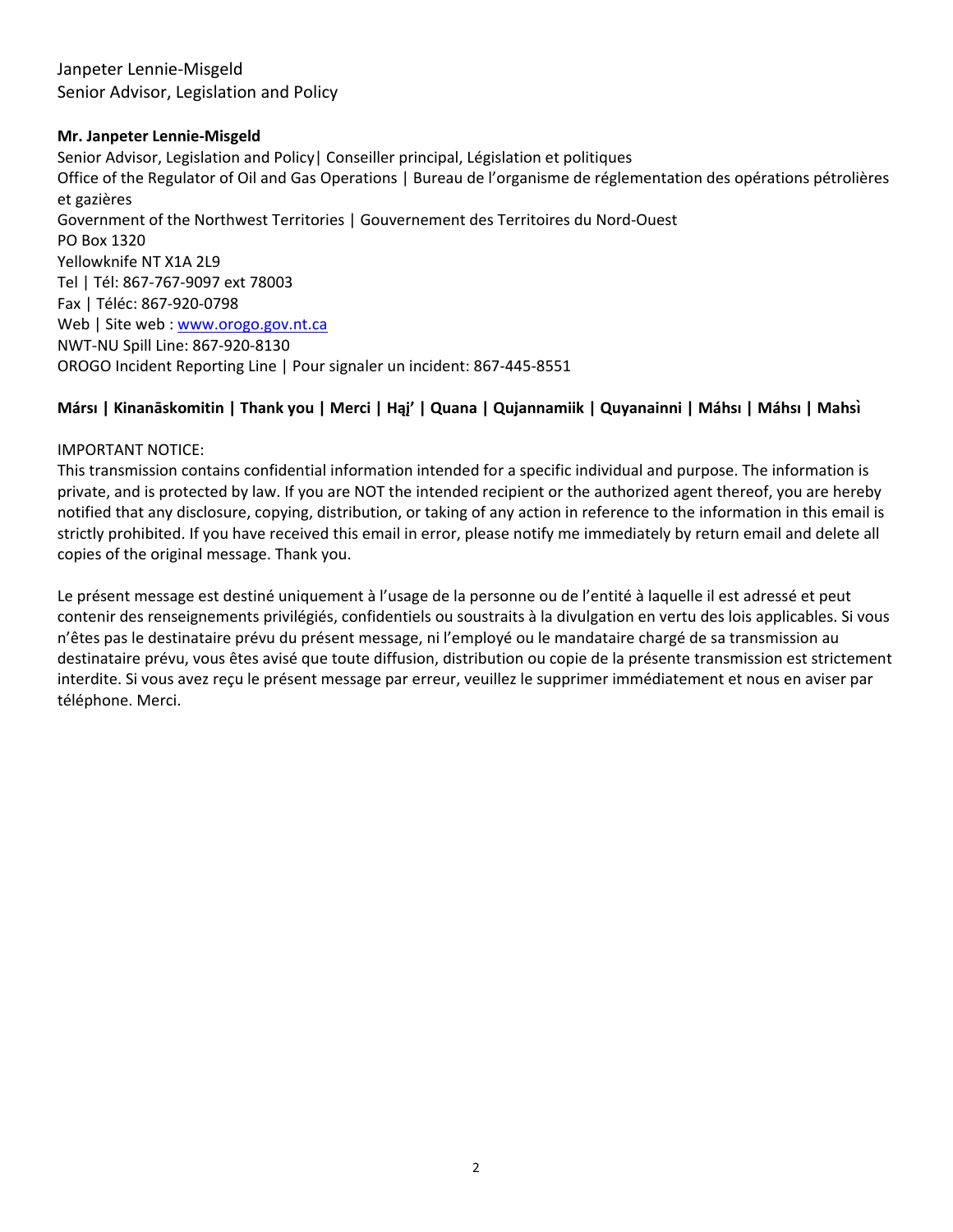Janpeter Lennie-Misgeld
Senior Advisor, Legislation and Policy

**Mr. Janpeter Lennie-Misgeld**
Senior Advisor, Legislation and Policy| Conseiller principal, Législation et politiques
Office of the Regulator of Oil and Gas Operations | Bureau de l'organisme de réglementation des opérations pétrolières et gazières
Government of the Northwest Territories | Gouvernement des Territoires du Nord-Ouest
PO Box 1320
Yellowknife NT X1A 2L9
Tel | Tél: 867-767-9097 ext 78003
Fax | Téléc: 867-920-0798
Web | Site web : [www.orogo.gov.nt.ca](http://www.orogo.gov.nt.ca)
NWT-NU Spill Line: 867-920-8130
OROGO Incident Reporting Line | Pour signaler un incident: 867-445-8551

**Mársı | Kinanāskomitin | Thank you | Merci | Hąį' | Quana | Qujannamiik | Quyanainni | Máhsı | Máhsı | Mahsı̀**

IMPORTANT NOTICE:
This transmission contains confidential information intended for a specific individual and purpose. The information is private, and is protected by law. If you are NOT the intended recipient or the authorized agent thereof, you are hereby notified that any disclosure, copying, distribution, or taking of any action in reference to the information in this email is strictly prohibited. If you have received this email in error, please notify me immediately by return email and delete all copies of the original message. Thank you.

Le présent message est destiné uniquement à l'usage de la personne ou de l'entité à laquelle il est adressé et peut contenir des renseignements privilégiés, confidentiels ou soustraits à la divulgation en vertu des lois applicables. Si vous n'êtes pas le destinataire prévu du présent message, ni l'employé ou le mandataire chargé de sa transmission au destinataire prévu, vous êtes avisé que toute diffusion, distribution ou copie de la présente transmission est strictement interdite. Si vous avez reçu le présent message par erreur, veuillez le supprimer immédiatement et nous en aviser par téléphone. Merci.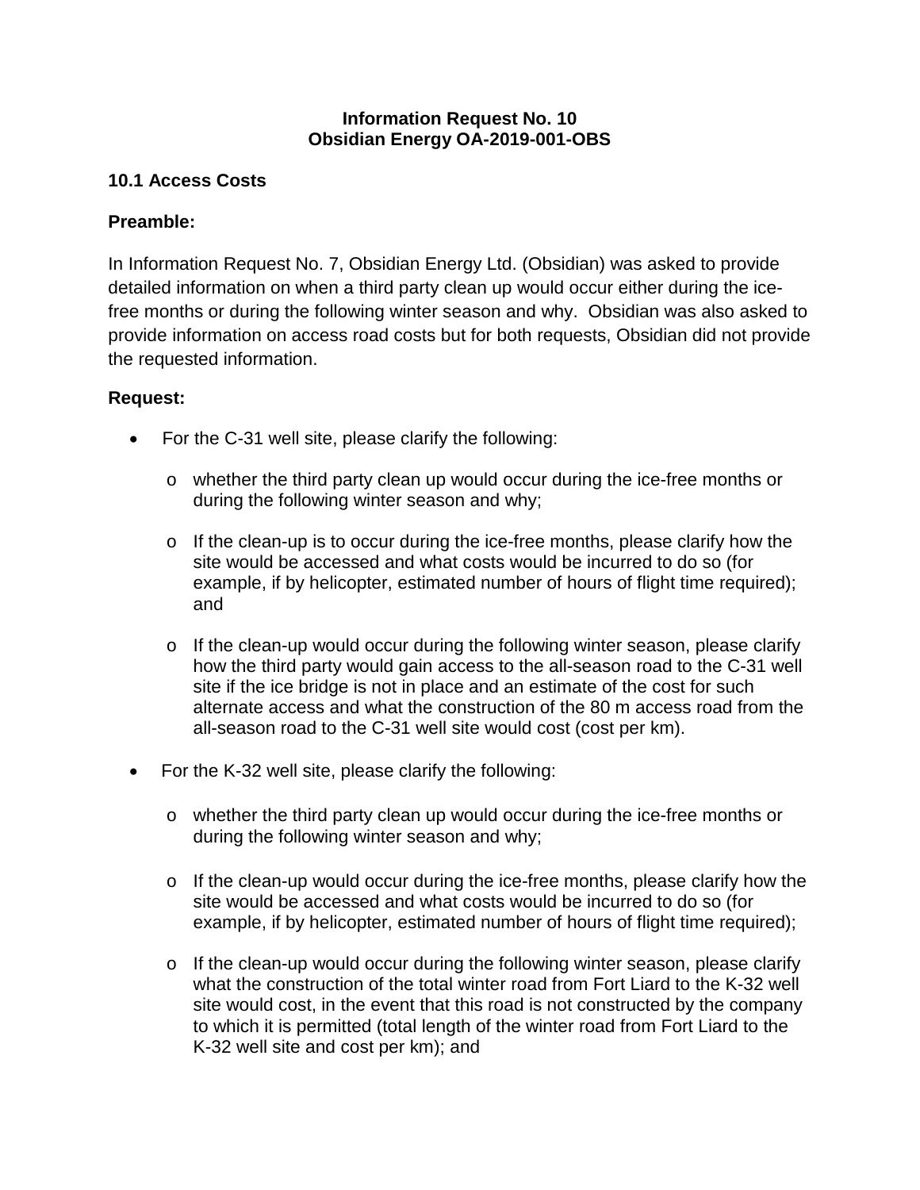**Information Request No. 10**
**Obsidian Energy OA-2019-001-OBS**

## 10.1 Access Costs

### Preamble:

In Information Request No. 7, Obsidian Energy Ltd. (Obsidian) was asked to provide detailed information on when a third party clean up would occur either during the ice-free months or during the following winter season and why. Obsidian was also asked to provide information on access road costs but for both requests, Obsidian did not provide the requested information.

### Request:

- For the C-31 well site, please clarify the following:
  - whether the third party clean up would occur during the ice-free months or during the following winter season and why;
  - If the clean-up is to occur during the ice-free months, please clarify how the site would be accessed and what costs would be incurred to do so (for example, if by helicopter, estimated number of hours of flight time required); and
  - If the clean-up would occur during the following winter season, please clarify how the third party would gain access to the all-season road to the C-31 well site if the ice bridge is not in place and an estimate of the cost for such alternate access and what the construction of the 80 m access road from the all-season road to the C-31 well site would cost (cost per km).
- For the K-32 well site, please clarify the following:
  - whether the third party clean up would occur during the ice-free months or during the following winter season and why;
  - If the clean-up would occur during the ice-free months, please clarify how the site would be accessed and what costs would be incurred to do so (for example, if by helicopter, estimated number of hours of flight time required);
  - If the clean-up would occur during the following winter season, please clarify what the construction of the total winter road from Fort Liard to the K-32 well site would cost, in the event that this road is not constructed by the company to which it is permitted (total length of the winter road from Fort Liard to the K-32 well site and cost per km); and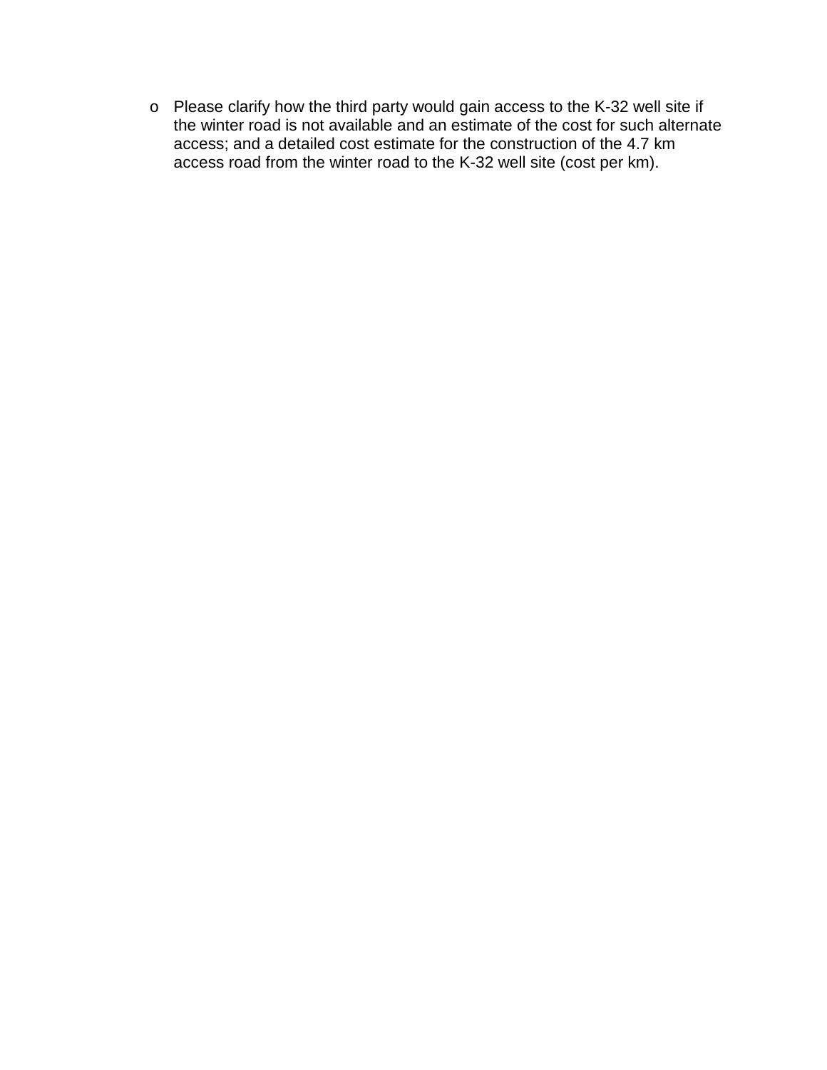- Please clarify how the third party would gain access to the K-32 well site if the winter road is not available and an estimate of the cost for such alternate access; and a detailed cost estimate for the construction of the 4.7 km access road from the winter road to the K-32 well site (cost per km).